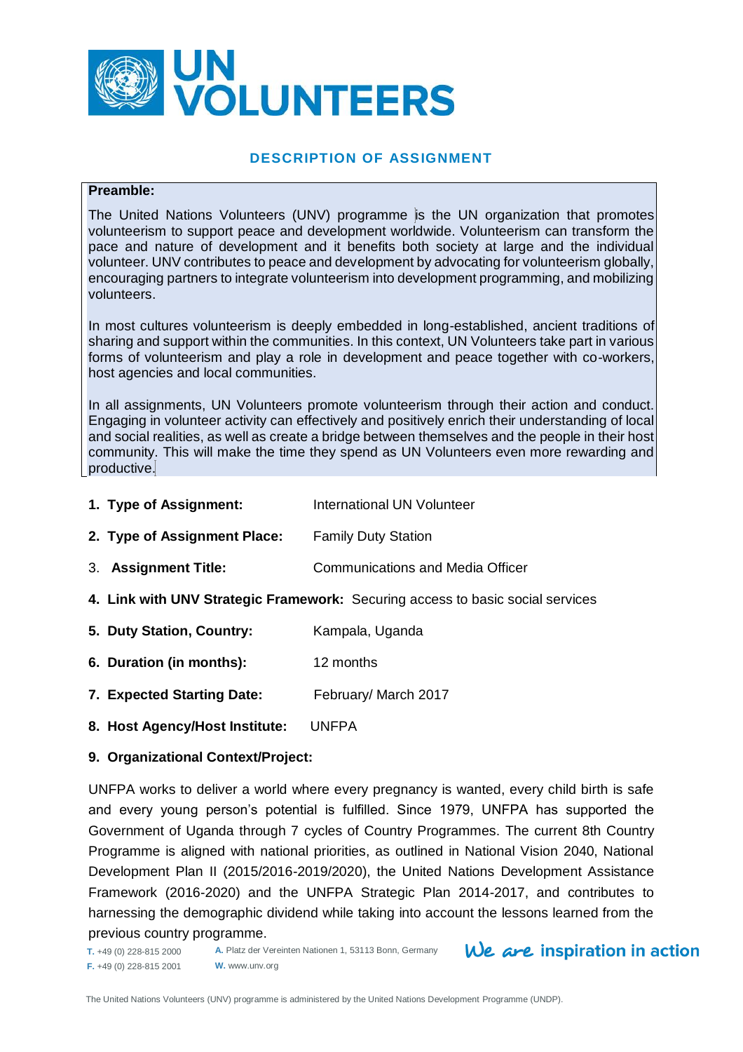# UN VOLUNTEERS

## DESCRIPTION OF ASSIGNMENT

**Preamble:**

The United Nations Volunteers (UNV) programme is the UN organization that promotes volunteerism to support peace and development worldwide. Volunteerism can transform the pace and nature of development and it benefits both society at large and the individual volunteer. UNV contributes to peace and development by advocating for volunteerism globally, encouraging partners to integrate volunteerism into development programming, and mobilizing volunteers.

In most cultures volunteerism is deeply embedded in long-established, ancient traditions of sharing and support within the communities. In this context, UN Volunteers take part in various forms of volunteerism and play a role in development and peace together with co-workers, host agencies and local communities.

In all assignments, UN Volunteers promote volunteerism through their action and conduct. Engaging in volunteer activity can effectively and positively enrich their understanding of local and social realities, as well as create a bridge between themselves and the people in their host community. This will make the time they spend as UN Volunteers even more rewarding and productive.

1. **Type of Assignment:** International UN Volunteer
2. **Type of Assignment Place:** Family Duty Station
3. **Assignment Title:** Communications and Media Officer
4. **Link with UNV Strategic Framework:** Securing access to basic social services
5. **Duty Station, Country:** Kampala, Uganda
6. **Duration (in months):** 12 months
7. **Expected Starting Date:** February/ March 2017
8. **Host Agency/Host Institute:** UNFPA
9. **Organizational Context/Project:**

UNFPA works to deliver a world where every pregnancy is wanted, every child birth is safe and every young person's potential is fulfilled. Since 1979, UNFPA has supported the Government of Uganda through 7 cycles of Country Programmes. The current 8th Country Programme is aligned with national priorities, as outlined in National Vision 2040, National Development Plan II (2015/2016-2019/2020), the United Nations Development Assistance Framework (2016-2020) and the UNFPA Strategic Plan 2014-2017, and contributes to harnessing the demographic dividend while taking into account the lessons learned from the previous country programme.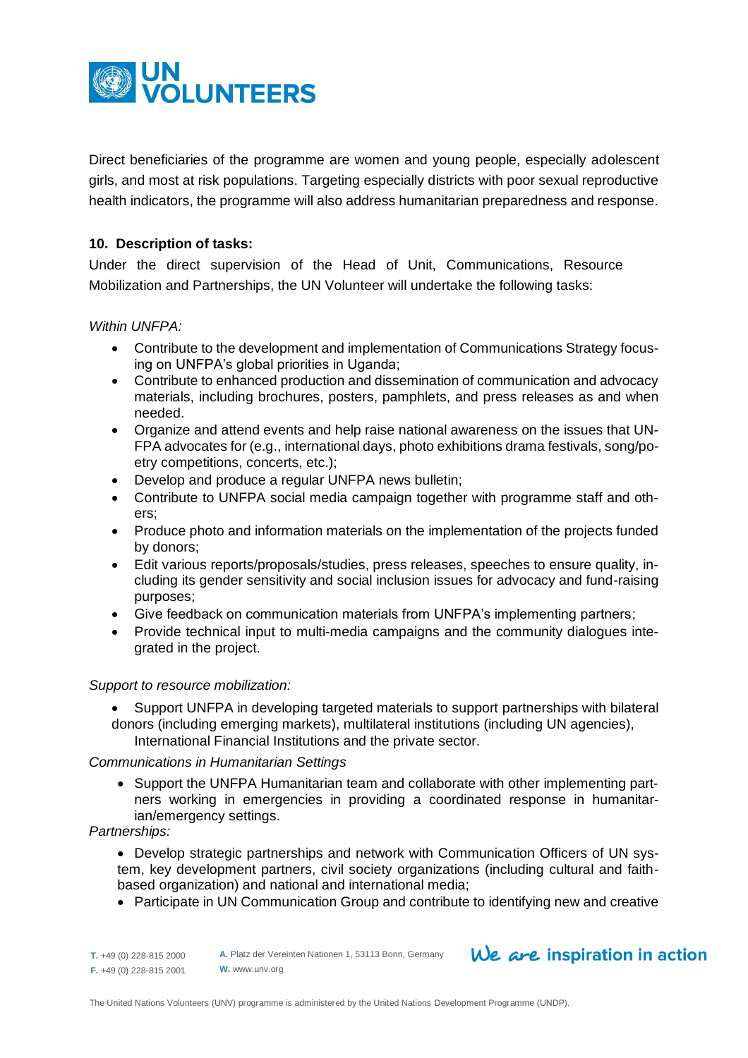Direct beneficiaries of the programme are women and young people, especially adolescent girls, and most at risk populations. Targeting especially districts with poor sexual reproductive health indicators, the programme will also address humanitarian preparedness and response.

**10. Description of tasks:**

Under the direct supervision of the Head of Unit, Communications, Resource Mobilization and Partnerships, the UN Volunteer will undertake the following tasks:

*Within UNFPA:*

- Contribute to the development and implementation of Communications Strategy focusing on UNFPA's global priorities in Uganda;
- Contribute to enhanced production and dissemination of communication and advocacy materials, including brochures, posters, pamphlets, and press releases as and when needed.
- Organize and attend events and help raise national awareness on the issues that UNFPA advocates for (e.g., international days, photo exhibitions drama festivals, song/poetry competitions, concerts, etc.);
- Develop and produce a regular UNFPA news bulletin;
- Contribute to UNFPA social media campaign together with programme staff and others;
- Produce photo and information materials on the implementation of the projects funded by donors;
- Edit various reports/proposals/studies, press releases, speeches to ensure quality, including its gender sensitivity and social inclusion issues for advocacy and fund-raising purposes;
- Give feedback on communication materials from UNFPA's implementing partners;
- Provide technical input to multi-media campaigns and the community dialogues integrated in the project.

*Support to resource mobilization:*

- Support UNFPA in developing targeted materials to support partnerships with bilateral donors (including emerging markets), multilateral institutions (including UN agencies), International Financial Institutions and the private sector.

*Communications in Humanitarian Settings*

- Support the UNFPA Humanitarian team and collaborate with other implementing partners working in emergencies in providing a coordinated response in humanitarian/emergency settings.

*Partnerships:*

- Develop strategic partnerships and network with Communication Officers of UN system, key development partners, civil society organizations (including cultural and faith-based organization) and national and international media;
- Participate in UN Communication Group and contribute to identifying new and creative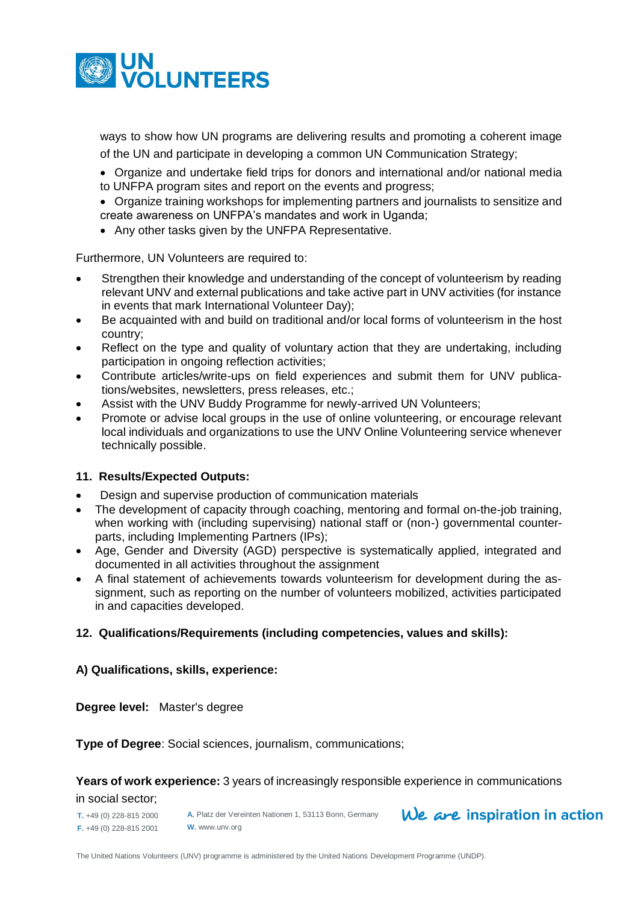ways to show how UN programs are delivering results and promoting a coherent image of the UN and participate in developing a common UN Communication Strategy;

- Organize and undertake field trips for donors and international and/or national media to UNFPA program sites and report on the events and progress;
- Organize training workshops for implementing partners and journalists to sensitize and create awareness on UNFPA's mandates and work in Uganda;
- Any other tasks given by the UNFPA Representative.

Furthermore, UN Volunteers are required to:

- Strengthen their knowledge and understanding of the concept of volunteerism by reading relevant UNV and external publications and take active part in UNV activities (for instance in events that mark International Volunteer Day);
- Be acquainted with and build on traditional and/or local forms of volunteerism in the host country;
- Reflect on the type and quality of voluntary action that they are undertaking, including participation in ongoing reflection activities;
- Contribute articles/write-ups on field experiences and submit them for UNV publications/websites, newsletters, press releases, etc.;
- Assist with the UNV Buddy Programme for newly-arrived UN Volunteers;
- Promote or advise local groups in the use of online volunteering, or encourage relevant local individuals and organizations to use the UNV Online Volunteering service whenever technically possible.

### 11. Results/Expected Outputs:

- Design and supervise production of communication materials
- The development of capacity through coaching, mentoring and formal on-the-job training, when working with (including supervising) national staff or (non-) governmental counterparts, including Implementing Partners (IPs);
- Age, Gender and Diversity (AGD) perspective is systematically applied, integrated and documented in all activities throughout the assignment
- A final statement of achievements towards volunteerism for development during the assignment, such as reporting on the number of volunteers mobilized, activities participated in and capacities developed.

### 12. Qualifications/Requirements (including competencies, values and skills):

**A) Qualifications, skills, experience:**

**Degree level:** Master's degree

**Type of Degree**: Social sciences, journalism, communications;

**Years of work experience:** 3 years of increasingly responsible experience in communications in social sector;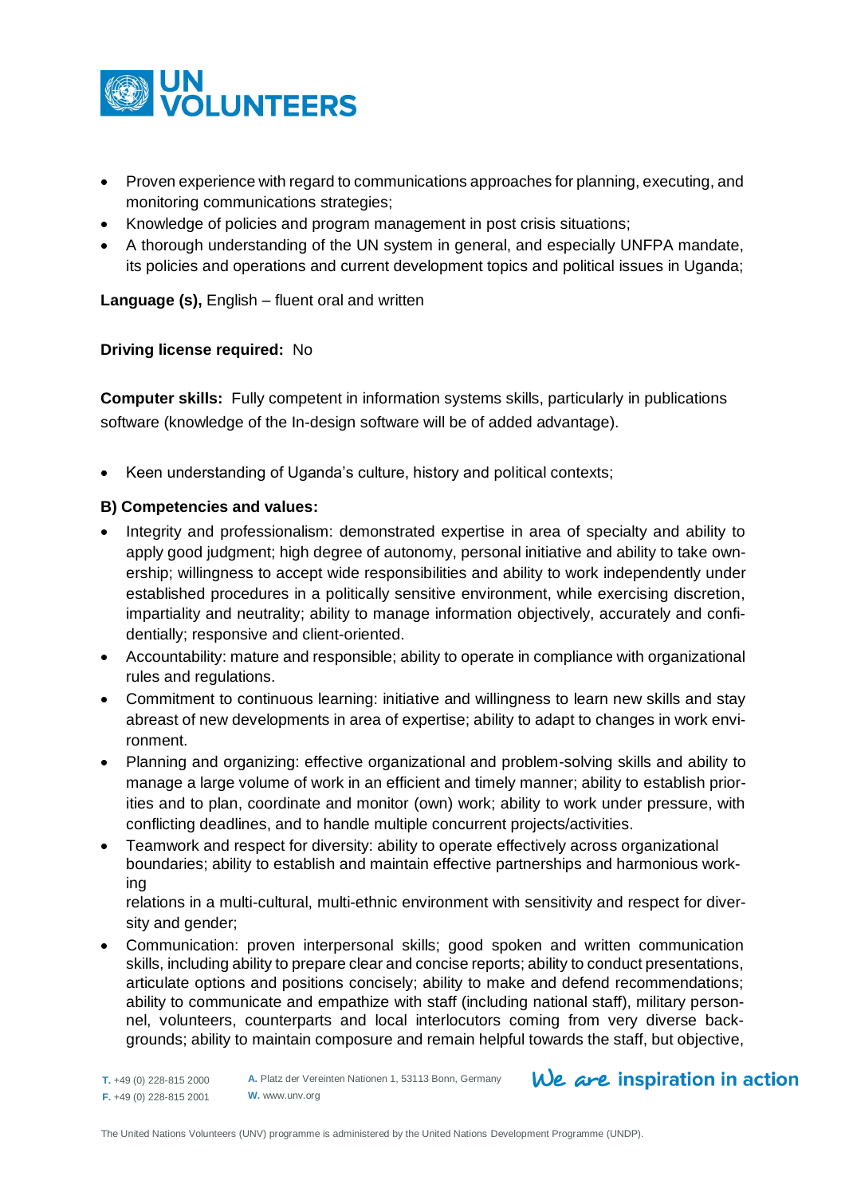- Proven experience with regard to communications approaches for planning, executing, and monitoring communications strategies;
- Knowledge of policies and program management in post crisis situations;
- A thorough understanding of the UN system in general, and especially UNFPA mandate, its policies and operations and current development topics and political issues in Uganda;

**Language (s),** English – fluent oral and written

**Driving license required:** No

**Computer skills:** Fully competent in information systems skills, particularly in publications software (knowledge of the In-design software will be of added advantage).

- Keen understanding of Uganda's culture, history and political contexts;

**B) Competencies and values:**

- Integrity and professionalism: demonstrated expertise in area of specialty and ability to apply good judgment; high degree of autonomy, personal initiative and ability to take ownership; willingness to accept wide responsibilities and ability to work independently under established procedures in a politically sensitive environment, while exercising discretion, impartiality and neutrality; ability to manage information objectively, accurately and confidentially; responsive and client-oriented.
- Accountability: mature and responsible; ability to operate in compliance with organizational rules and regulations.
- Commitment to continuous learning: initiative and willingness to learn new skills and stay abreast of new developments in area of expertise; ability to adapt to changes in work environment.
- Planning and organizing: effective organizational and problem-solving skills and ability to manage a large volume of work in an efficient and timely manner; ability to establish priorities and to plan, coordinate and monitor (own) work; ability to work under pressure, with conflicting deadlines, and to handle multiple concurrent projects/activities.
- Teamwork and respect for diversity: ability to operate effectively across organizational boundaries; ability to establish and maintain effective partnerships and harmonious working relations in a multi-cultural, multi-ethnic environment with sensitivity and respect for diversity and gender;
- Communication: proven interpersonal skills; good spoken and written communication skills, including ability to prepare clear and concise reports; ability to conduct presentations, articulate options and positions concisely; ability to make and defend recommendations; ability to communicate and empathize with staff (including national staff), military personnel, volunteers, counterparts and local interlocutors coming from very diverse backgrounds; ability to maintain composure and remain helpful towards the staff, but objective,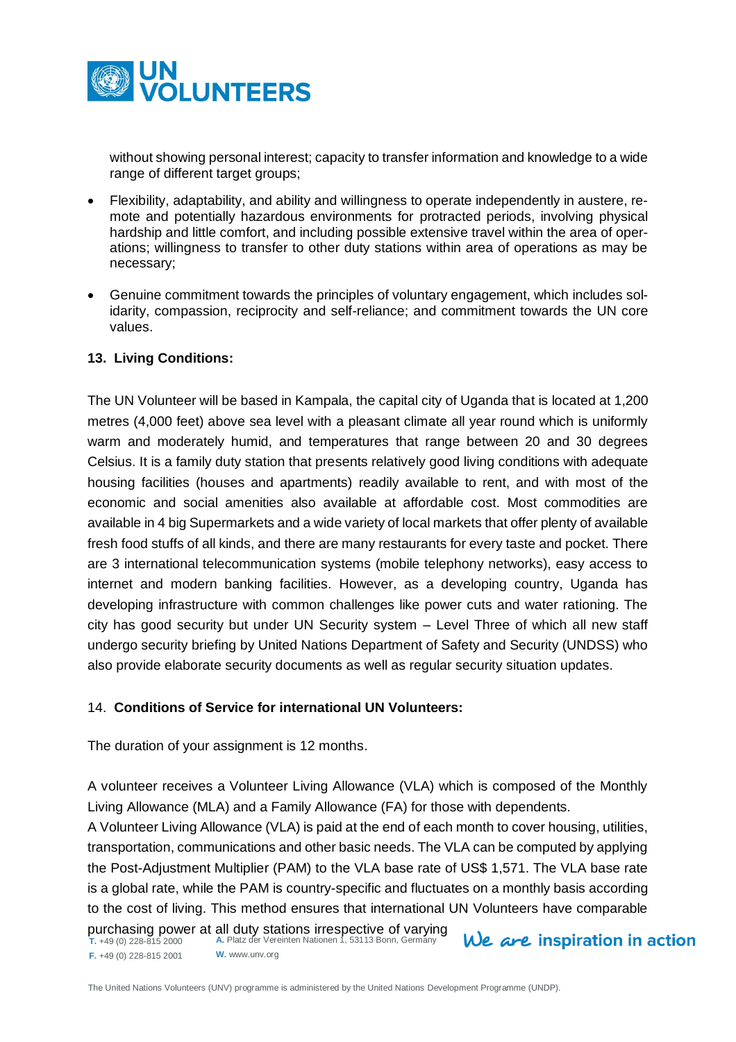without showing personal interest; capacity to transfer information and knowledge to a wide range of different target groups;

- Flexibility, adaptability, and ability and willingness to operate independently in austere, remote and potentially hazardous environments for protracted periods, involving physical hardship and little comfort, and including possible extensive travel within the area of operations; willingness to transfer to other duty stations within area of operations as may be necessary;
- Genuine commitment towards the principles of voluntary engagement, which includes solidarity, compassion, reciprocity and self-reliance; and commitment towards the UN core values.

**13. Living Conditions:**

The UN Volunteer will be based in Kampala, the capital city of Uganda that is located at 1,200 metres (4,000 feet) above sea level with a pleasant climate all year round which is uniformly warm and moderately humid, and temperatures that range between 20 and 30 degrees Celsius. It is a family duty station that presents relatively good living conditions with adequate housing facilities (houses and apartments) readily available to rent, and with most of the economic and social amenities also available at affordable cost. Most commodities are available in 4 big Supermarkets and a wide variety of local markets that offer plenty of available fresh food stuffs of all kinds, and there are many restaurants for every taste and pocket. There are 3 international telecommunication systems (mobile telephony networks), easy access to internet and modern banking facilities. However, as a developing country, Uganda has developing infrastructure with common challenges like power cuts and water rationing. The city has good security but under UN Security system – Level Three of which all new staff undergo security briefing by United Nations Department of Safety and Security (UNDSS) who also provide elaborate security documents as well as regular security situation updates.

14. **Conditions of Service for international UN Volunteers:**

The duration of your assignment is 12 months.

A volunteer receives a Volunteer Living Allowance (VLA) which is composed of the Monthly Living Allowance (MLA) and a Family Allowance (FA) for those with dependents.
A Volunteer Living Allowance (VLA) is paid at the end of each month to cover housing, utilities, transportation, communications and other basic needs. The VLA can be computed by applying the Post-Adjustment Multiplier (PAM) to the VLA base rate of US$ 1,571. The VLA base rate is a global rate, while the PAM is country-specific and fluctuates on a monthly basis according to the cost of living. This method ensures that international UN Volunteers have comparable purchasing power at all duty stations irrespective of varying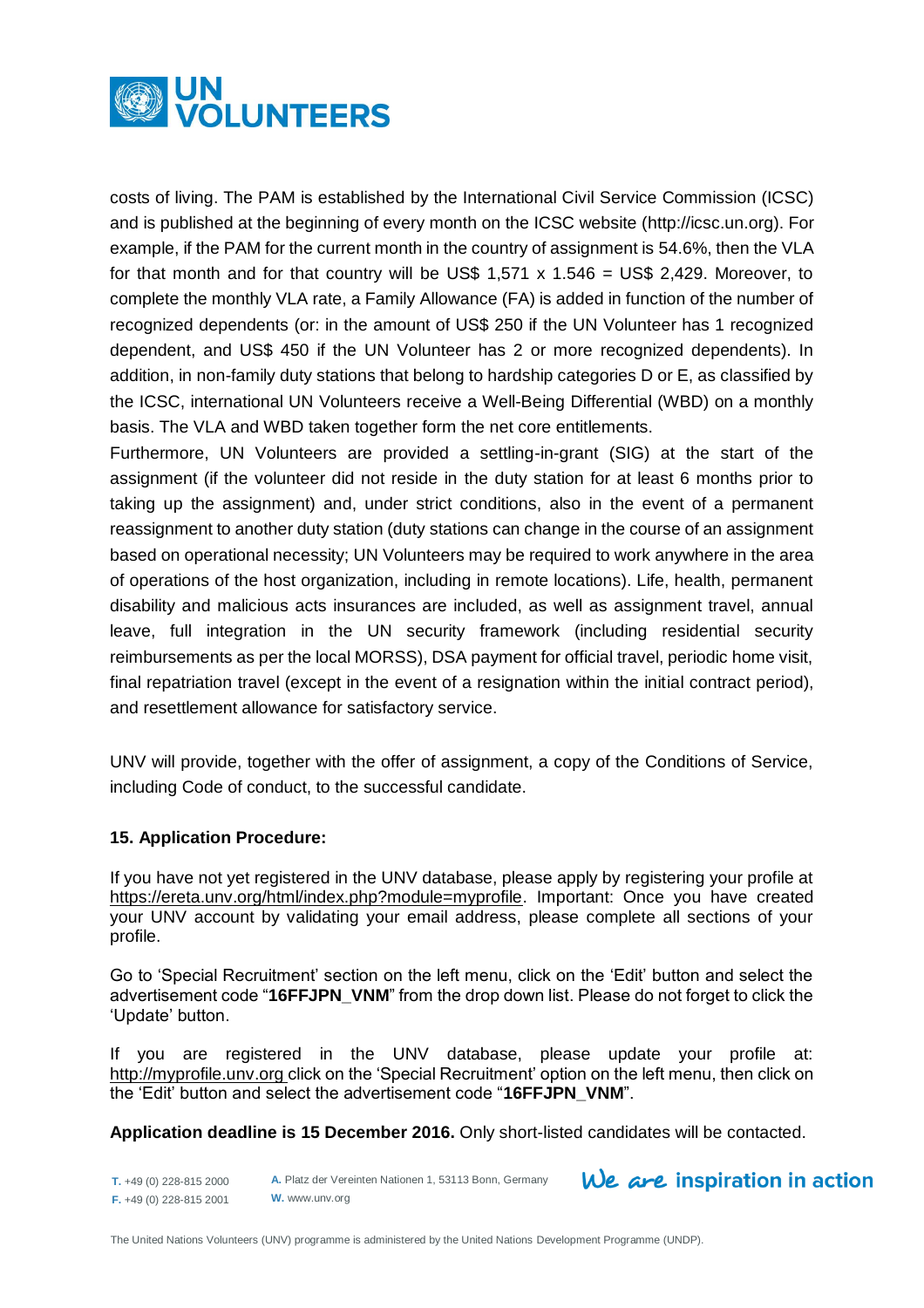costs of living. The PAM is established by the International Civil Service Commission (ICSC) and is published at the beginning of every month on the ICSC website (http://icsc.un.org). For example, if the PAM for the current month in the country of assignment is 54.6%, then the VLA for that month and for that country will be US$ 1,571 x 1.546 = US$ 2,429. Moreover, to complete the monthly VLA rate, a Family Allowance (FA) is added in function of the number of recognized dependents (or: in the amount of US$ 250 if the UN Volunteer has 1 recognized dependent, and US$ 450 if the UN Volunteer has 2 or more recognized dependents). In addition, in non-family duty stations that belong to hardship categories D or E, as classified by the ICSC, international UN Volunteers receive a Well-Being Differential (WBD) on a monthly basis. The VLA and WBD taken together form the net core entitlements.

Furthermore, UN Volunteers are provided a settling-in-grant (SIG) at the start of the assignment (if the volunteer did not reside in the duty station for at least 6 months prior to taking up the assignment) and, under strict conditions, also in the event of a permanent reassignment to another duty station (duty stations can change in the course of an assignment based on operational necessity; UN Volunteers may be required to work anywhere in the area of operations of the host organization, including in remote locations). Life, health, permanent disability and malicious acts insurances are included, as well as assignment travel, annual leave, full integration in the UN security framework (including residential security reimbursements as per the local MORSS), DSA payment for official travel, periodic home visit, final repatriation travel (except in the event of a resignation within the initial contract period), and resettlement allowance for satisfactory service.

UNV will provide, together with the offer of assignment, a copy of the Conditions of Service, including Code of conduct, to the successful candidate.

**15. Application Procedure:**

If you have not yet registered in the UNV database, please apply by registering your profile at https://ereta.unv.org/html/index.php?module=myprofile. Important: Once you have created your UNV account by validating your email address, please complete all sections of your profile.

Go to 'Special Recruitment' section on the left menu, click on the 'Edit' button and select the advertisement code "**16FFJPN_VNM**" from the drop down list. Please do not forget to click the 'Update' button.

If you are registered in the UNV database, please update your profile at: http://myprofile.unv.org click on the 'Special Recruitment' option on the left menu, then click on the 'Edit' button and select the advertisement code "**16FFJPN_VNM**".

**Application deadline is 15 December 2016.** Only short-listed candidates will be contacted.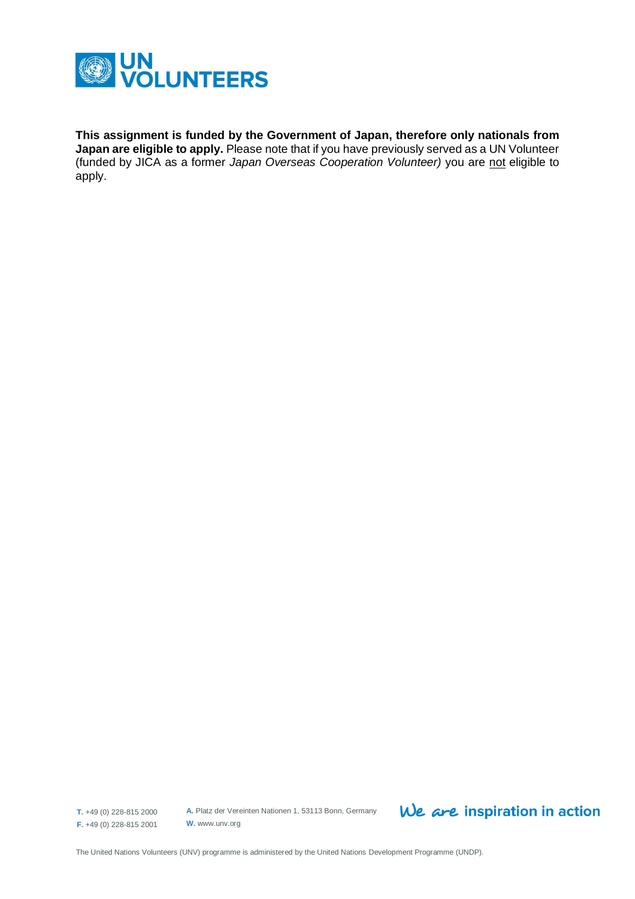**This assignment is funded by the Government of Japan, therefore only nationals from Japan are eligible to apply.** Please note that if you have previously served as a UN Volunteer (funded by JICA as a former *Japan Overseas Cooperation Volunteer)* you are not eligible to apply.